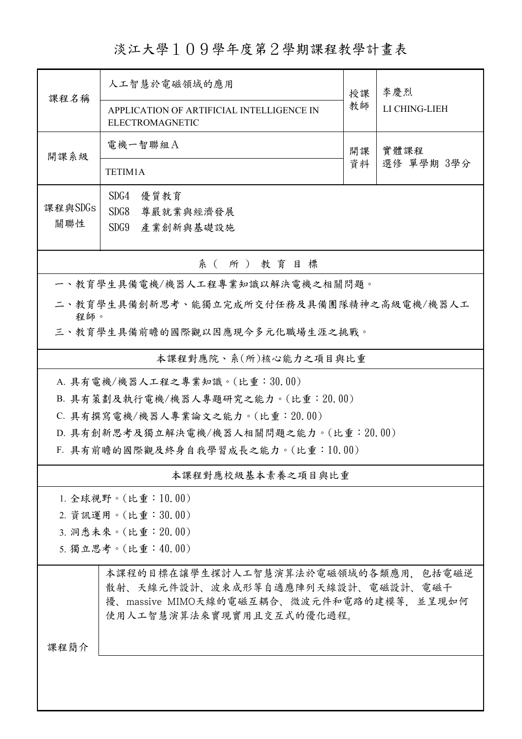# 淡江大學１０９學年度第２學期課程教學計畫表

| 課程名稱 | 人工智慧於電磁領域的應用<br>APPLICATION OF ARTIFICIAL INTELLIGENCE IN ELECTROMAGNETIC | 授課教師 | 李慶烈<br>LI CHING-LIEH |
|---|---|---|---|
| 開課系級 | 電機一智聯組Ａ<br>TETIM1A | 開課資料 | 實體課程<br>選修 單學期 3學分 |
| 課程與SDGs關聯性 | SDG4 優質教育<br>SDG8 尊嚴就業與經濟發展<br>SDG9 產業創新與基礎設施 | | |

## 系（所）教育目標

一、教育學生具備電機/機器人工程專業知識以解決電機之相關問題。

二、教育學生具備創新思考、能獨立完成所交付任務及具備團隊精神之高級電機/機器人工程師。

三、教育學生具備前瞻的國際觀以因應現今多元化職場生涯之挑戰。

## 本課程對應院、系(所)核心能力之項目與比重

A. 具有電機/機器人工程之專業知識。(比重：30.00)

B. 具有策劃及執行電機/機器人專題研究之能力。(比重：20.00)

C. 具有撰寫電機/機器人專業論文之能力。(比重：20.00)

D. 具有創新思考及獨立解決電機/機器人相關問題之能力。(比重：20.00)

F. 具有前瞻的國際觀及終身自我學習成長之能力。(比重：10.00)

## 本課程對應校級基本素養之項目與比重

1. 全球視野。(比重：10.00)
2. 資訊運用。(比重：30.00)
3. 洞悉未來。(比重：20.00)
5. 獨立思考。(比重：40.00)

| 課程簡介 | 本課程的目標在讓學生探討人工智慧演算法於電磁領域的各類應用，包括電磁逆散射、天線元件設計、波束成形等自適應陣列天線設計、電磁設計、電磁干擾、massive MIMO天線的電磁互耦合、微波元件和電路的建模等，並呈現如何使用人工智慧演算法來實現實用且交互式的優化過程。 |
|---|---|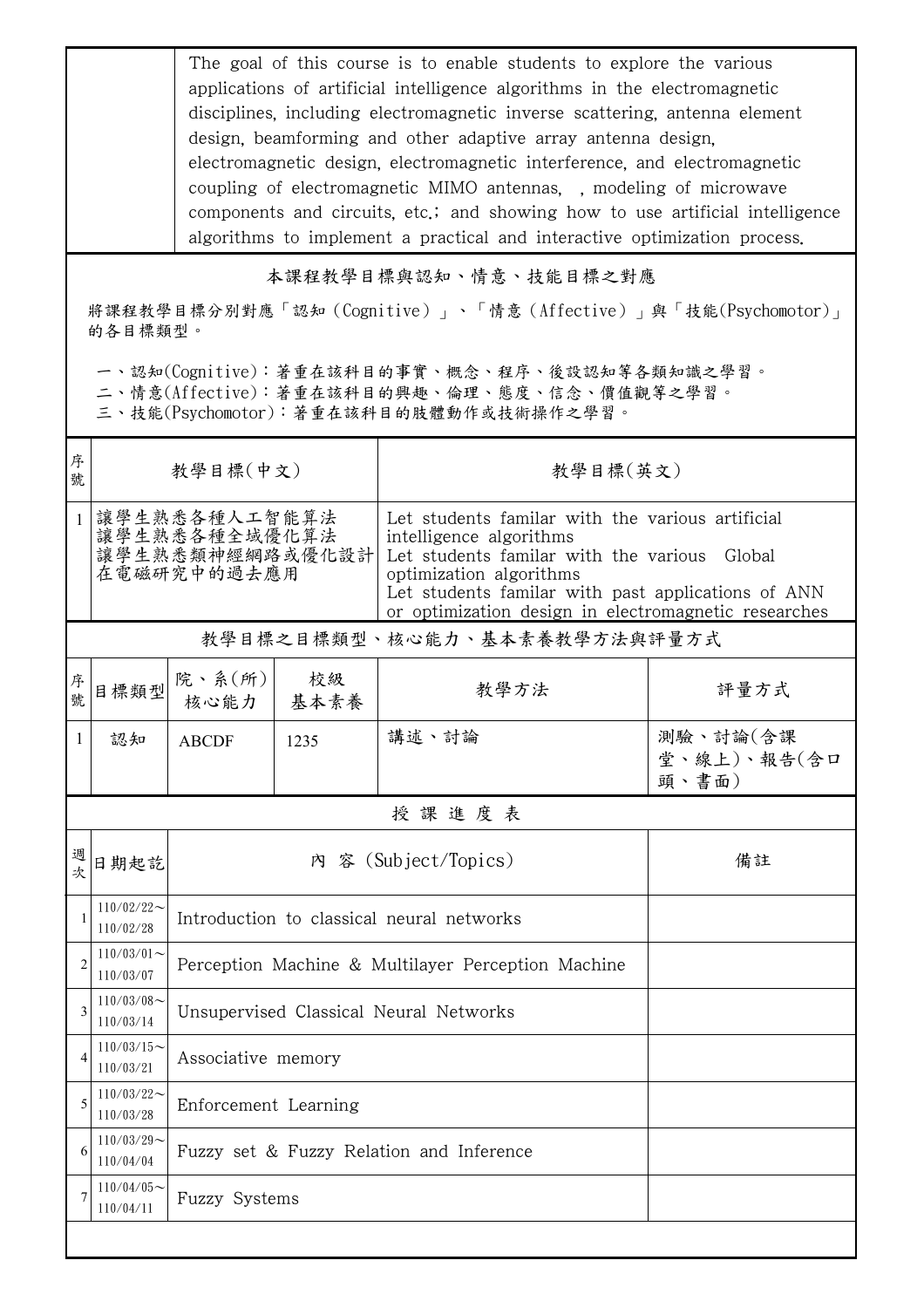| | The goal of this course is to enable students to explore the various applications of artificial intelligence algorithms in the electromagnetic disciplines, including electromagnetic inverse scattering, antenna element design, beamforming and other adaptive array antenna design, electromagnetic design, electromagnetic interference, and electromagnetic coupling of electromagnetic MIMO antennas, , modeling of microwave components and circuits, etc.; and showing how to use artificial intelligence algorithms to implement a practical and interactive optimization process. |
|---|---|

## 本課程教學目標與認知、情意、技能目標之對應

將課程教學目標分別對應「認知（Cognitive）」、「情意（Affective）」與「技能(Psychomotor)」的各目標類型。

一、認知(Cognitive)：著重在該科目的事實、概念、程序、後設認知等各類知識之學習。
二、情意(Affective)：著重在該科目的興趣、倫理、態度、信念、價值觀等之學習。
三、技能(Psychomotor)：著重在該科目的肢體動作或技術操作之學習。

| 序號 | 教學目標(中文) | 教學目標(英文) |
|---|---|---|
| 1 | 讓學生熟悉各種人工智能算法<br>讓學生熟悉各種全域優化算法<br>讓學生熟悉類神經網路或優化設計在電磁研究中的過去應用 | Let students familar with the various artificial intelligence algorithms<br>Let students familar with the various Global optimization algorithms<br>Let students familar with past applications of ANN or optimization design in electromagnetic researches |

## 教學目標之目標類型、核心能力、基本素養教學方法與評量方式

| 序號 | 目標類型 | 院、系(所)核心能力 | 校級基本素養 | 教學方法 | 評量方式 |
|---|---|---|---|---|---|
| 1 | 認知 | ABCDF | 1235 | 講述、討論 | 測驗、討論(含課堂、線上)、報告(含口頭、書面) |

## 授課進度表

| 週次 | 日期起訖 | 內 容 (Subject/Topics) | 備註 |
|---|---|---|---|
| 1 | 110/02/22～110/02/28 | Introduction to classical neural networks | |
| 2 | 110/03/01～110/03/07 | Perception Machine & Multilayer Perception Machine | |
| 3 | 110/03/08～110/03/14 | Unsupervised Classical Neural Networks | |
| 4 | 110/03/15～110/03/21 | Associative memory | |
| 5 | 110/03/22～110/03/28 | Enforcement Learning | |
| 6 | 110/03/29～110/04/04 | Fuzzy set & Fuzzy Relation and Inference | |
| 7 | 110/04/05～110/04/11 | Fuzzy Systems | |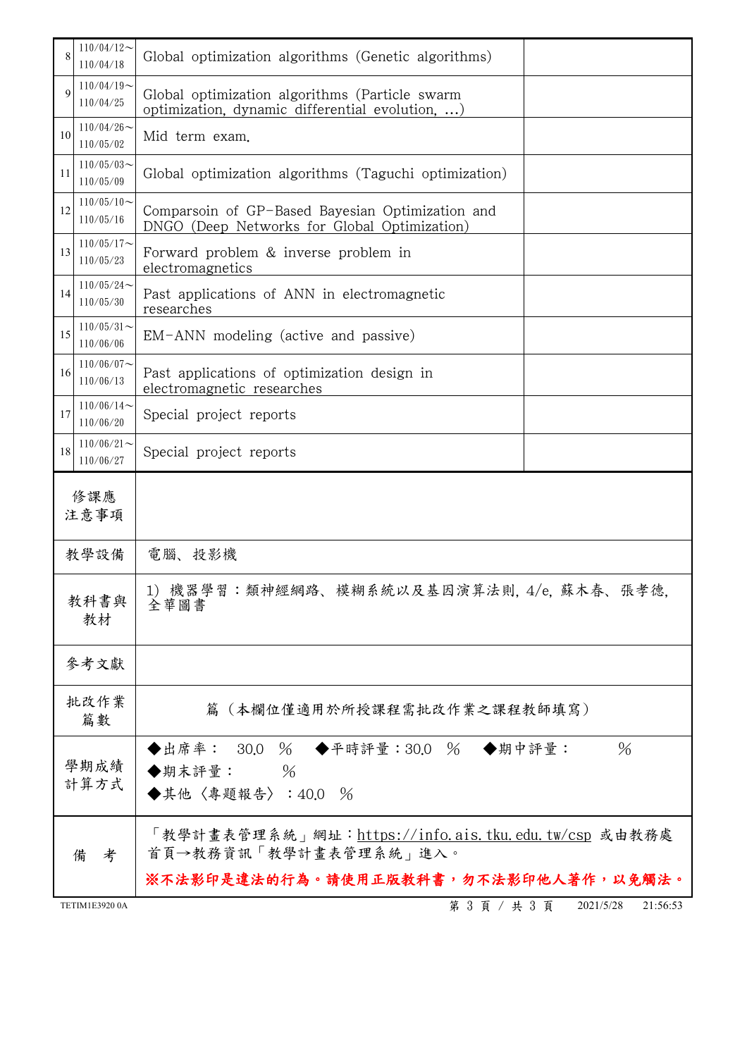| | | | |
|---|---|---|---|
| 8 | 110/04/12～<br>110/04/18 | Global optimization algorithms (Genetic algorithms) | |
| 9 | 110/04/19～<br>110/04/25 | Global optimization algorithms (Particle swarm optimization, dynamic differential evolution, ...) | |
| 10 | 110/04/26～<br>110/05/02 | Mid term exam. | |
| 11 | 110/05/03～<br>110/05/09 | Global optimization algorithms (Taguchi optimization) | |
| 12 | 110/05/10～<br>110/05/16 | Comparsoin of GP-Based Bayesian Optimization and DNGO (Deep Networks for Global Optimization) | |
| 13 | 110/05/17～<br>110/05/23 | Forward problem & inverse problem in electromagnetics | |
| 14 | 110/05/24～<br>110/05/30 | Past applications of ANN in electromagnetic researches | |
| 15 | 110/05/31～<br>110/06/06 | EM-ANN modeling (active and passive) | |
| 16 | 110/06/07～<br>110/06/13 | Past applications of optimization design in electromagnetic researches | |
| 17 | 110/06/14～<br>110/06/20 | Special project reports | |
| 18 | 110/06/21～<br>110/06/27 | Special project reports | |

| | |
|---|---|
| 修課應注意事項 | |
| 教學設備 | 電腦、投影機 |
| 教科書與教材 | 1) 機器學習：類神經網路、模糊系統以及基因演算法則, 4/e, 蘇木春、張孝德, 全華圖書 |
| 參考文獻 | |
| 批改作業篇數 | 篇（本欄位僅適用於所授課程需批改作業之課程教師填寫） |
| 學期成績計算方式 | ◆出席率： 30.0 ％　◆平時評量：30.0 ％　◆期中評量：　　％<br>◆期末評量：　　％<br>◆其他〈專題報告〉：40.0 ％ |
| 備　考 | 「教學計畫表管理系統」網址：https://info.ais.tku.edu.tw/csp 或由教務處首頁→教務資訊「教學計畫表管理系統」進入。<br>**※不法影印是違法的行為。請使用正版教科書，勿不法影印他人著作，以免觸法。** |

TETIM1E3920 0A　　2021/5/28　21:56:53